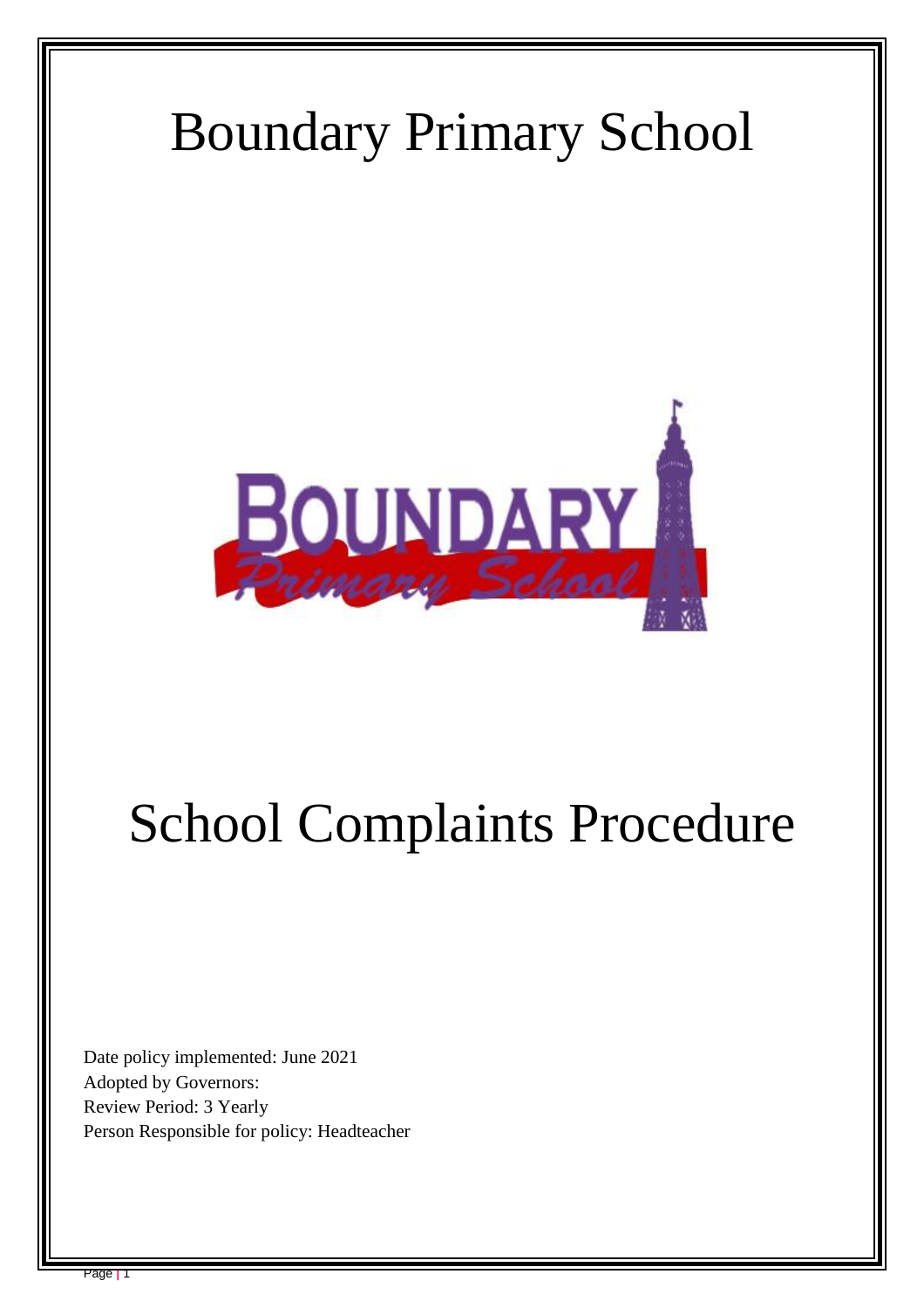# Boundary Primary School

# School Complaints Procedure

Date policy implemented: June 2021
Adopted by Governors:
Review Period: 3 Yearly
Person Responsible for policy: Headteacher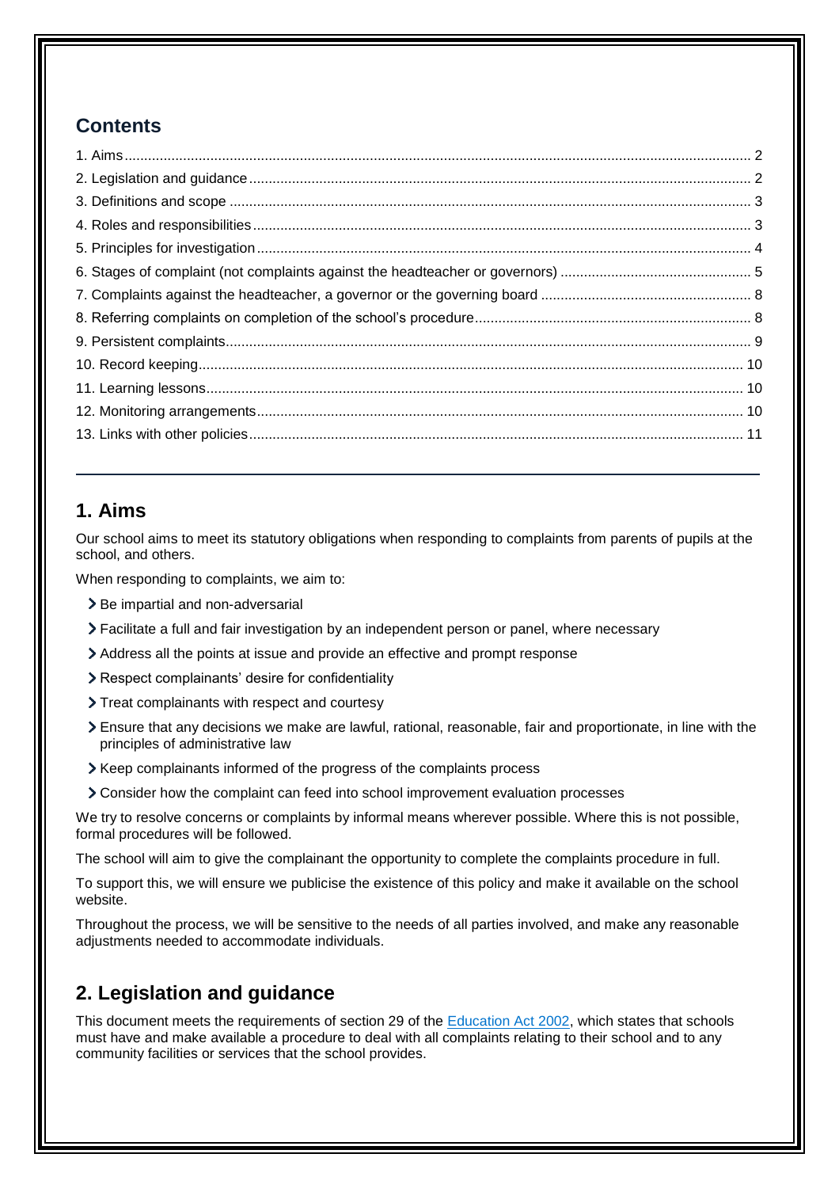## Contents

1. Aims ........ 2
2. Legislation and guidance ........ 2
3. Definitions and scope ........ 3
4. Roles and responsibilities ........ 3
5. Principles for investigation ........ 4
6. Stages of complaint (not complaints against the headteacher or governors) ........ 5
7. Complaints against the headteacher, a governor or the governing board ........ 8
8. Referring complaints on completion of the school's procedure ........ 8
9. Persistent complaints ........ 9
10. Record keeping ........ 10
11. Learning lessons ........ 10
12. Monitoring arrangements ........ 10
13. Links with other policies ........ 11

---

## 1. Aims

Our school aims to meet its statutory obligations when responding to complaints from parents of pupils at the school, and others.

When responding to complaints, we aim to:

- Be impartial and non-adversarial
- Facilitate a full and fair investigation by an independent person or panel, where necessary
- Address all the points at issue and provide an effective and prompt response
- Respect complainants' desire for confidentiality
- Treat complainants with respect and courtesy
- Ensure that any decisions we make are lawful, rational, reasonable, fair and proportionate, in line with the principles of administrative law
- Keep complainants informed of the progress of the complaints process
- Consider how the complaint can feed into school improvement evaluation processes

We try to resolve concerns or complaints by informal means wherever possible. Where this is not possible, formal procedures will be followed.

The school will aim to give the complainant the opportunity to complete the complaints procedure in full.

To support this, we will ensure we publicise the existence of this policy and make it available on the school website.

Throughout the process, we will be sensitive to the needs of all parties involved, and make any reasonable adjustments needed to accommodate individuals.

## 2. Legislation and guidance

This document meets the requirements of section 29 of the Education Act 2002, which states that schools must have and make available a procedure to deal with all complaints relating to their school and to any community facilities or services that the school provides.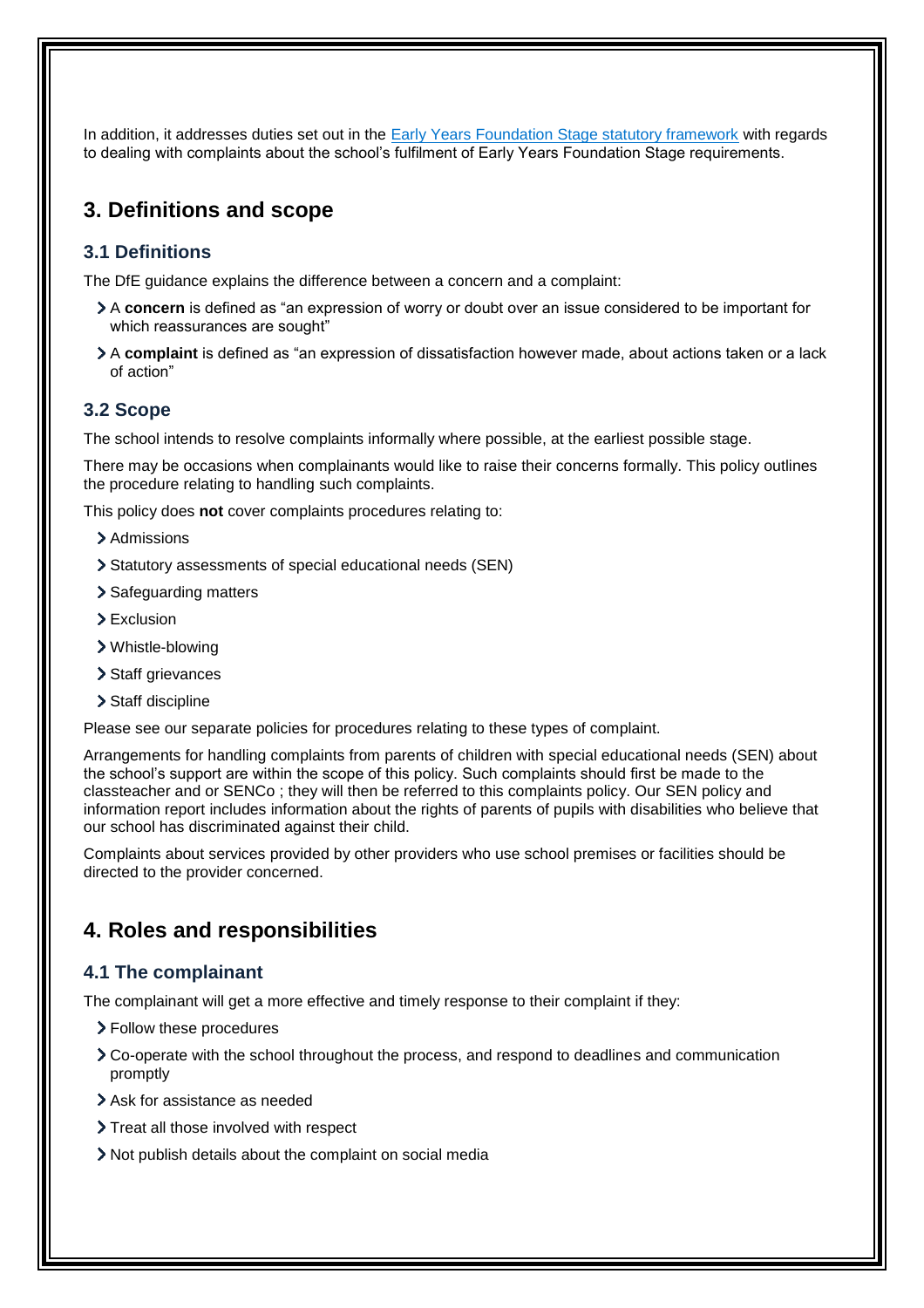In addition, it addresses duties set out in the [Early Years Foundation Stage statutory framework](#) with regards to dealing with complaints about the school's fulfilment of Early Years Foundation Stage requirements.

## 3. Definitions and scope

### 3.1 Definitions

The DfE guidance explains the difference between a concern and a complaint:

- A **concern** is defined as "an expression of worry or doubt over an issue considered to be important for which reassurances are sought"
- A **complaint** is defined as "an expression of dissatisfaction however made, about actions taken or a lack of action"

### 3.2 Scope

The school intends to resolve complaints informally where possible, at the earliest possible stage.

There may be occasions when complainants would like to raise their concerns formally. This policy outlines the procedure relating to handling such complaints.

This policy does **not** cover complaints procedures relating to:

- Admissions
- Statutory assessments of special educational needs (SEN)
- Safeguarding matters
- Exclusion
- Whistle-blowing
- Staff grievances
- Staff discipline

Please see our separate policies for procedures relating to these types of complaint.

Arrangements for handling complaints from parents of children with special educational needs (SEN) about the school's support are within the scope of this policy. Such complaints should first be made to the classteacher and or SENCo ; they will then be referred to this complaints policy. Our SEN policy and information report includes information about the rights of parents of pupils with disabilities who believe that our school has discriminated against their child.

Complaints about services provided by other providers who use school premises or facilities should be directed to the provider concerned.

## 4. Roles and responsibilities

### 4.1 The complainant

The complainant will get a more effective and timely response to their complaint if they:

- Follow these procedures
- Co-operate with the school throughout the process, and respond to deadlines and communication promptly
- Ask for assistance as needed
- Treat all those involved with respect
- Not publish details about the complaint on social media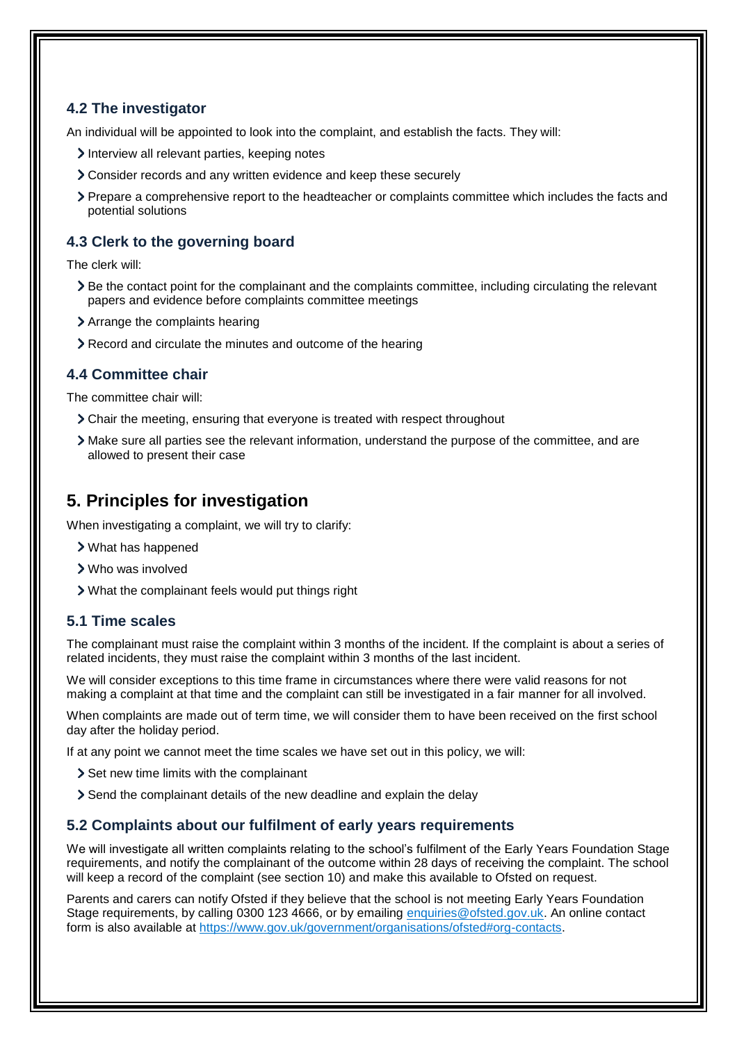### 4.2 The investigator

An individual will be appointed to look into the complaint, and establish the facts. They will:

- Interview all relevant parties, keeping notes
- Consider records and any written evidence and keep these securely
- Prepare a comprehensive report to the headteacher or complaints committee which includes the facts and potential solutions

### 4.3 Clerk to the governing board

The clerk will:

- Be the contact point for the complainant and the complaints committee, including circulating the relevant papers and evidence before complaints committee meetings
- Arrange the complaints hearing
- Record and circulate the minutes and outcome of the hearing

### 4.4 Committee chair

The committee chair will:

- Chair the meeting, ensuring that everyone is treated with respect throughout
- Make sure all parties see the relevant information, understand the purpose of the committee, and are allowed to present their case

## 5. Principles for investigation

When investigating a complaint, we will try to clarify:

- What has happened
- Who was involved
- What the complainant feels would put things right

### 5.1 Time scales

The complainant must raise the complaint within 3 months of the incident. If the complaint is about a series of related incidents, they must raise the complaint within 3 months of the last incident.

We will consider exceptions to this time frame in circumstances where there were valid reasons for not making a complaint at that time and the complaint can still be investigated in a fair manner for all involved.

When complaints are made out of term time, we will consider them to have been received on the first school day after the holiday period.

If at any point we cannot meet the time scales we have set out in this policy, we will:

- Set new time limits with the complainant
- Send the complainant details of the new deadline and explain the delay

### 5.2 Complaints about our fulfilment of early years requirements

We will investigate all written complaints relating to the school's fulfilment of the Early Years Foundation Stage requirements, and notify the complainant of the outcome within 28 days of receiving the complaint. The school will keep a record of the complaint (see section 10) and make this available to Ofsted on request.

Parents and carers can notify Ofsted if they believe that the school is not meeting Early Years Foundation Stage requirements, by calling 0300 123 4666, or by emailing [enquiries@ofsted.gov.uk](mailto:enquiries@ofsted.gov.uk). An online contact form is also available at [https://www.gov.uk/government/organisations/ofsted#org-contacts](https://www.gov.uk/government/organisations/ofsted#org-contacts).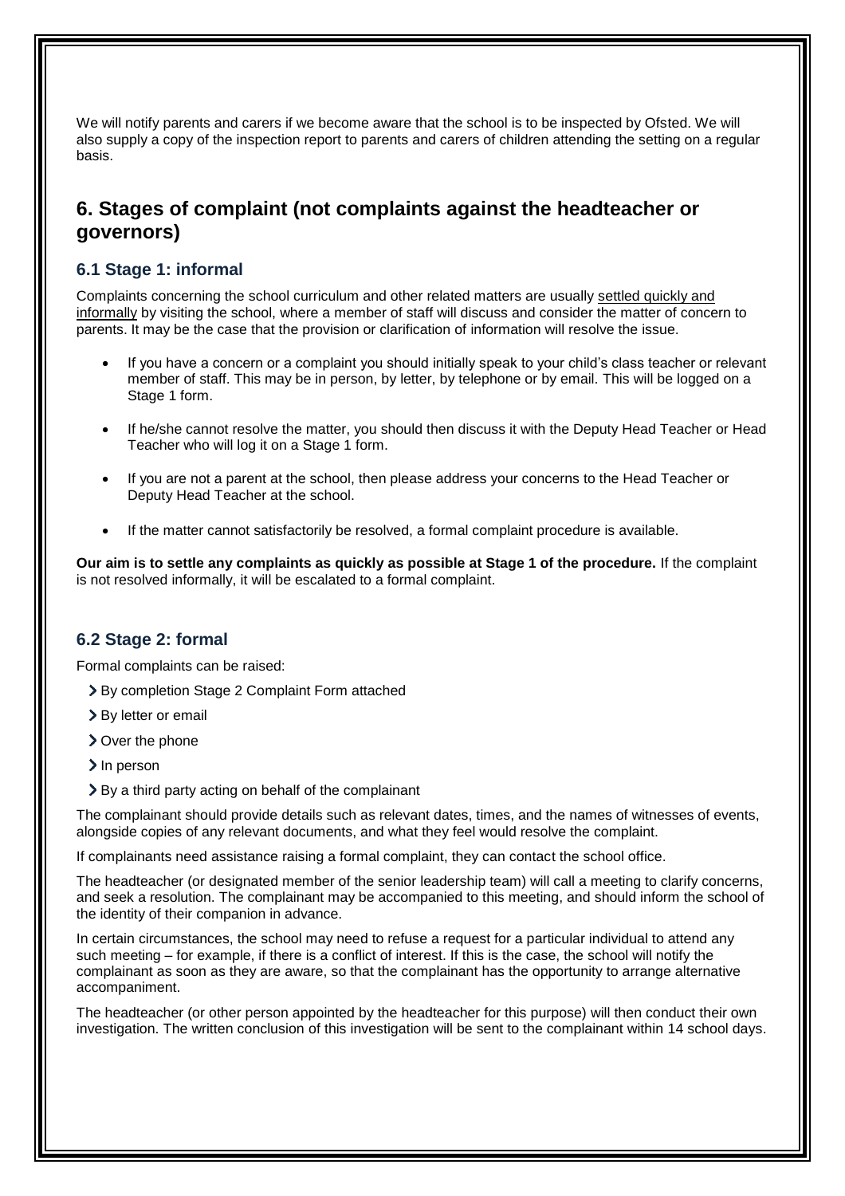We will notify parents and carers if we become aware that the school is to be inspected by Ofsted. We will also supply a copy of the inspection report to parents and carers of children attending the setting on a regular basis.

## 6. Stages of complaint (not complaints against the headteacher or governors)

### 6.1 Stage 1: informal

Complaints concerning the school curriculum and other related matters are usually settled quickly and informally by visiting the school, where a member of staff will discuss and consider the matter of concern to parents. It may be the case that the provision or clarification of information will resolve the issue.

- If you have a concern or a complaint you should initially speak to your child's class teacher or relevant member of staff. This may be in person, by letter, by telephone or by email. This will be logged on a Stage 1 form.
- If he/she cannot resolve the matter, you should then discuss it with the Deputy Head Teacher or Head Teacher who will log it on a Stage 1 form.
- If you are not a parent at the school, then please address your concerns to the Head Teacher or Deputy Head Teacher at the school.
- If the matter cannot satisfactorily be resolved, a formal complaint procedure is available.

**Our aim is to settle any complaints as quickly as possible at Stage 1 of the procedure.** If the complaint is not resolved informally, it will be escalated to a formal complaint.

### 6.2 Stage 2: formal

Formal complaints can be raised:

- By completion Stage 2 Complaint Form attached
- By letter or email
- Over the phone
- In person
- By a third party acting on behalf of the complainant

The complainant should provide details such as relevant dates, times, and the names of witnesses of events, alongside copies of any relevant documents, and what they feel would resolve the complaint.

If complainants need assistance raising a formal complaint, they can contact the school office.

The headteacher (or designated member of the senior leadership team) will call a meeting to clarify concerns, and seek a resolution. The complainant may be accompanied to this meeting, and should inform the school of the identity of their companion in advance.

In certain circumstances, the school may need to refuse a request for a particular individual to attend any such meeting – for example, if there is a conflict of interest. If this is the case, the school will notify the complainant as soon as they are aware, so that the complainant has the opportunity to arrange alternative accompaniment.

The headteacher (or other person appointed by the headteacher for this purpose) will then conduct their own investigation. The written conclusion of this investigation will be sent to the complainant within 14 school days.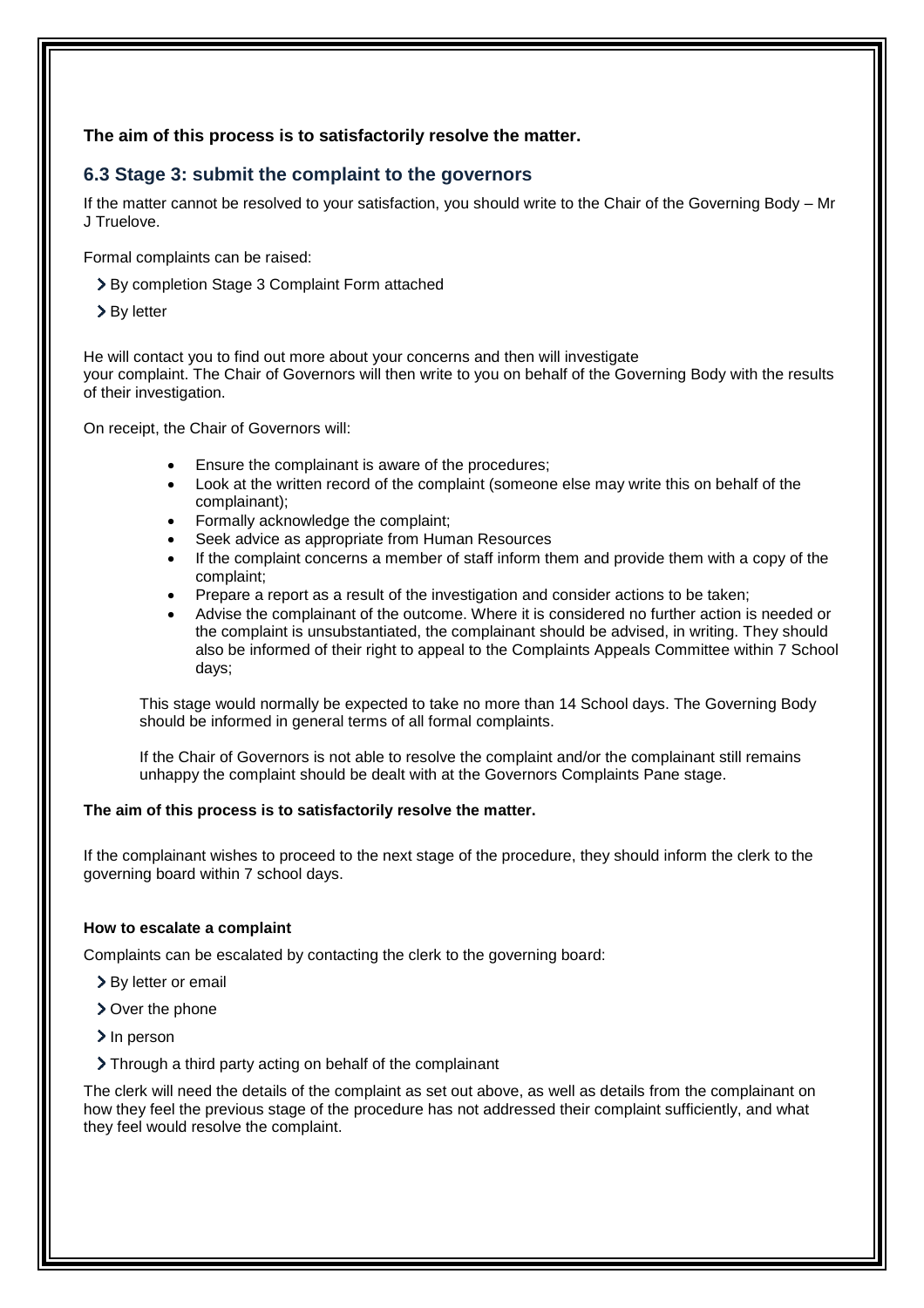**The aim of this process is to satisfactorily resolve the matter.**

## 6.3 Stage 3: submit the complaint to the governors

If the matter cannot be resolved to your satisfaction, you should write to the Chair of the Governing Body – Mr J Truelove.

Formal complaints can be raised:

- By completion Stage 3 Complaint Form attached
- By letter

He will contact you to find out more about your concerns and then will investigate your complaint. The Chair of Governors will then write to you on behalf of the Governing Body with the results of their investigation.

On receipt, the Chair of Governors will:

- Ensure the complainant is aware of the procedures;
- Look at the written record of the complaint (someone else may write this on behalf of the complainant);
- Formally acknowledge the complaint;
- Seek advice as appropriate from Human Resources
- If the complaint concerns a member of staff inform them and provide them with a copy of the complaint;
- Prepare a report as a result of the investigation and consider actions to be taken;
- Advise the complainant of the outcome. Where it is considered no further action is needed or the complaint is unsubstantiated, the complainant should be advised, in writing. They should also be informed of their right to appeal to the Complaints Appeals Committee within 7 School days;

This stage would normally be expected to take no more than 14 School days. The Governing Body should be informed in general terms of all formal complaints.

If the Chair of Governors is not able to resolve the complaint and/or the complainant still remains unhappy the complaint should be dealt with at the Governors Complaints Pane stage.

**The aim of this process is to satisfactorily resolve the matter.**

If the complainant wishes to proceed to the next stage of the procedure, they should inform the clerk to the governing board within 7 school days.

**How to escalate a complaint**

Complaints can be escalated by contacting the clerk to the governing board:

- By letter or email
- Over the phone
- In person
- Through a third party acting on behalf of the complainant

The clerk will need the details of the complaint as set out above, as well as details from the complainant on how they feel the previous stage of the procedure has not addressed their complaint sufficiently, and what they feel would resolve the complaint.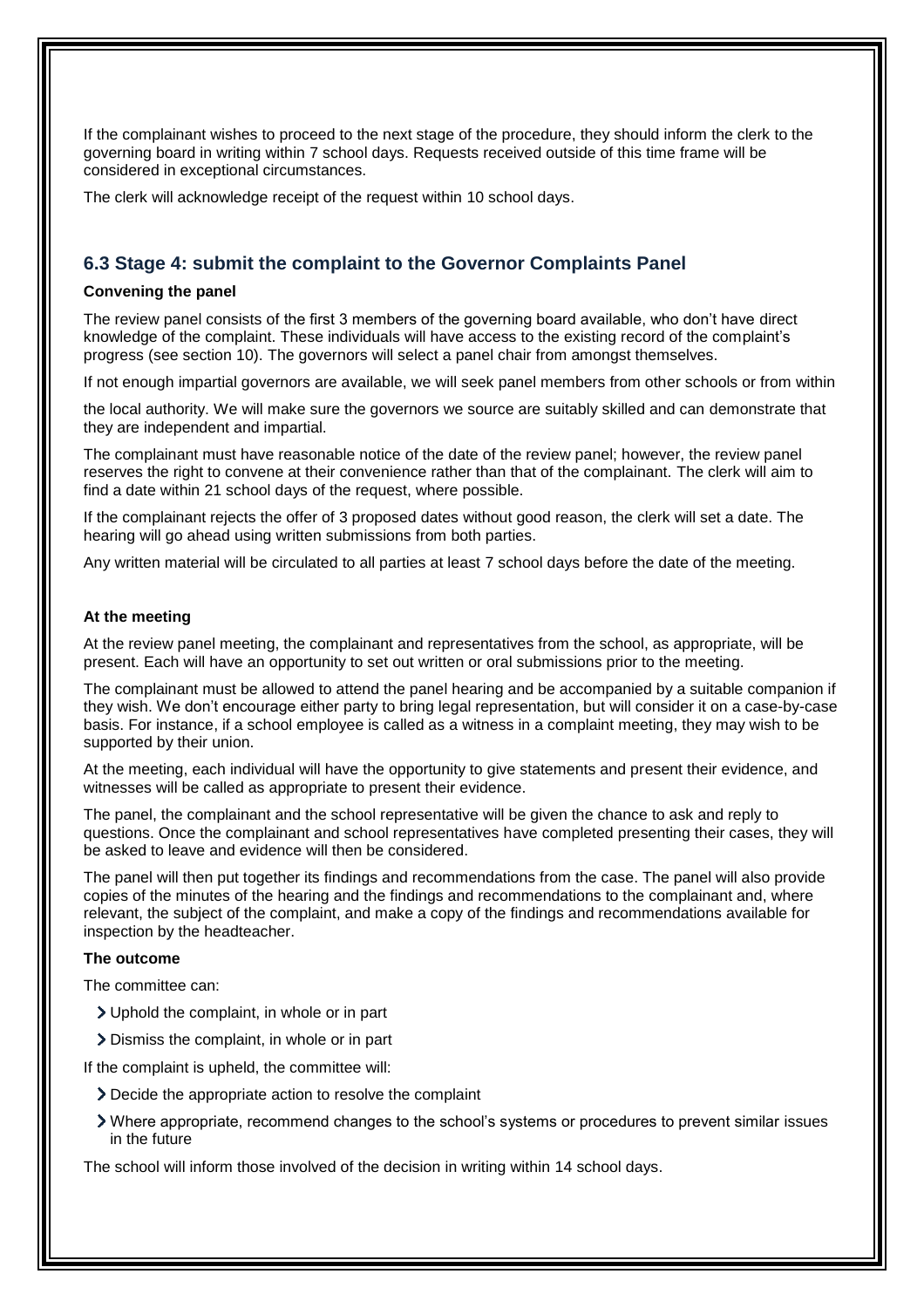If the complainant wishes to proceed to the next stage of the procedure, they should inform the clerk to the governing board in writing within 7 school days. Requests received outside of this time frame will be considered in exceptional circumstances.

The clerk will acknowledge receipt of the request within 10 school days.

### 6.3 Stage 4: submit the complaint to the Governor Complaints Panel

**Convening the panel**

The review panel consists of the first 3 members of the governing board available, who don't have direct knowledge of the complaint. These individuals will have access to the existing record of the complaint's progress (see section 10). The governors will select a panel chair from amongst themselves.

If not enough impartial governors are available, we will seek panel members from other schools or from within the local authority. We will make sure the governors we source are suitably skilled and can demonstrate that they are independent and impartial.

The complainant must have reasonable notice of the date of the review panel; however, the review panel reserves the right to convene at their convenience rather than that of the complainant. The clerk will aim to find a date within 21 school days of the request, where possible.

If the complainant rejects the offer of 3 proposed dates without good reason, the clerk will set a date. The hearing will go ahead using written submissions from both parties.

Any written material will be circulated to all parties at least 7 school days before the date of the meeting.

**At the meeting**

At the review panel meeting, the complainant and representatives from the school, as appropriate, will be present. Each will have an opportunity to set out written or oral submissions prior to the meeting.

The complainant must be allowed to attend the panel hearing and be accompanied by a suitable companion if they wish. We don't encourage either party to bring legal representation, but will consider it on a case-by-case basis. For instance, if a school employee is called as a witness in a complaint meeting, they may wish to be supported by their union.

At the meeting, each individual will have the opportunity to give statements and present their evidence, and witnesses will be called as appropriate to present their evidence.

The panel, the complainant and the school representative will be given the chance to ask and reply to questions. Once the complainant and school representatives have completed presenting their cases, they will be asked to leave and evidence will then be considered.

The panel will then put together its findings and recommendations from the case. The panel will also provide copies of the minutes of the hearing and the findings and recommendations to the complainant and, where relevant, the subject of the complaint, and make a copy of the findings and recommendations available for inspection by the headteacher.

**The outcome**

The committee can:

- Uphold the complaint, in whole or in part
- Dismiss the complaint, in whole or in part

If the complaint is upheld, the committee will:

- Decide the appropriate action to resolve the complaint
- Where appropriate, recommend changes to the school's systems or procedures to prevent similar issues in the future

The school will inform those involved of the decision in writing within 14 school days.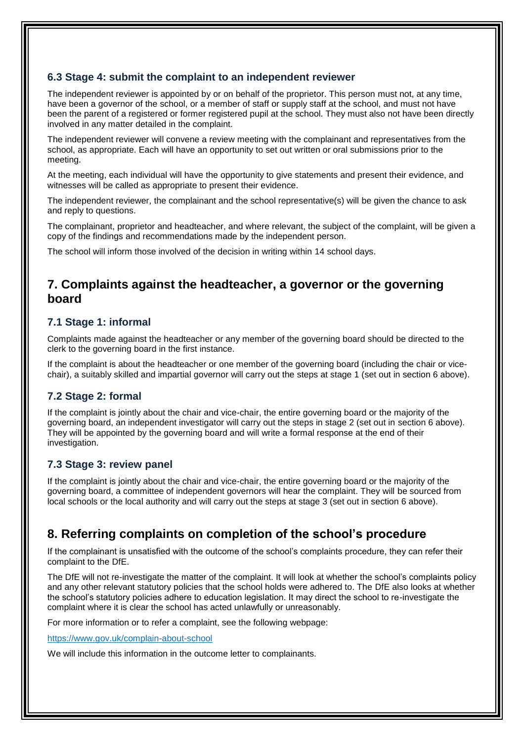### 6.3 Stage 4: submit the complaint to an independent reviewer

The independent reviewer is appointed by or on behalf of the proprietor. This person must not, at any time, have been a governor of the school, or a member of staff or supply staff at the school, and must not have been the parent of a registered or former registered pupil at the school. They must also not have been directly involved in any matter detailed in the complaint.

The independent reviewer will convene a review meeting with the complainant and representatives from the school, as appropriate. Each will have an opportunity to set out written or oral submissions prior to the meeting.

At the meeting, each individual will have the opportunity to give statements and present their evidence, and witnesses will be called as appropriate to present their evidence.

The independent reviewer, the complainant and the school representative(s) will be given the chance to ask and reply to questions.

The complainant, proprietor and headteacher, and where relevant, the subject of the complaint, will be given a copy of the findings and recommendations made by the independent person.

The school will inform those involved of the decision in writing within 14 school days.

## 7. Complaints against the headteacher, a governor or the governing board

### 7.1 Stage 1: informal

Complaints made against the headteacher or any member of the governing board should be directed to the clerk to the governing board in the first instance.

If the complaint is about the headteacher or one member of the governing board (including the chair or vice-chair), a suitably skilled and impartial governor will carry out the steps at stage 1 (set out in section 6 above).

### 7.2 Stage 2: formal

If the complaint is jointly about the chair and vice-chair, the entire governing board or the majority of the governing board, an independent investigator will carry out the steps in stage 2 (set out in section 6 above). They will be appointed by the governing board and will write a formal response at the end of their investigation.

### 7.3 Stage 3: review panel

If the complaint is jointly about the chair and vice-chair, the entire governing board or the majority of the governing board, a committee of independent governors will hear the complaint. They will be sourced from local schools or the local authority and will carry out the steps at stage 3 (set out in section 6 above).

## 8. Referring complaints on completion of the school's procedure

If the complainant is unsatisfied with the outcome of the school's complaints procedure, they can refer their complaint to the DfE.

The DfE will not re-investigate the matter of the complaint. It will look at whether the school's complaints policy and any other relevant statutory policies that the school holds were adhered to. The DfE also looks at whether the school's statutory policies adhere to education legislation. It may direct the school to re-investigate the complaint where it is clear the school has acted unlawfully or unreasonably.

For more information or to refer a complaint, see the following webpage:

https://www.gov.uk/complain-about-school

We will include this information in the outcome letter to complainants.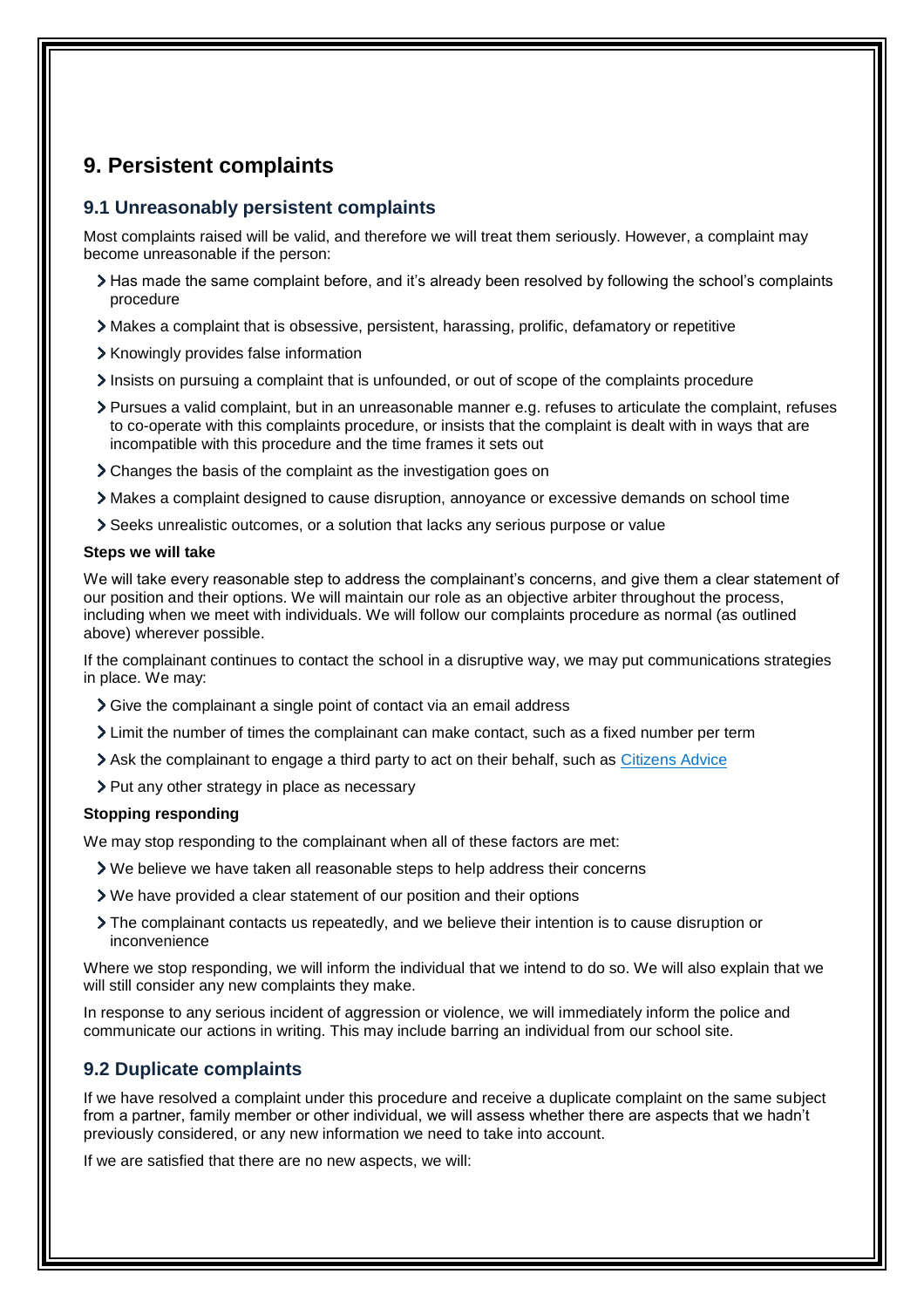# 9. Persistent complaints

## 9.1 Unreasonably persistent complaints

Most complaints raised will be valid, and therefore we will treat them seriously. However, a complaint may become unreasonable if the person:

- Has made the same complaint before, and it's already been resolved by following the school's complaints procedure
- Makes a complaint that is obsessive, persistent, harassing, prolific, defamatory or repetitive
- Knowingly provides false information
- Insists on pursuing a complaint that is unfounded, or out of scope of the complaints procedure
- Pursues a valid complaint, but in an unreasonable manner e.g. refuses to articulate the complaint, refuses to co-operate with this complaints procedure, or insists that the complaint is dealt with in ways that are incompatible with this procedure and the time frames it sets out
- Changes the basis of the complaint as the investigation goes on
- Makes a complaint designed to cause disruption, annoyance or excessive demands on school time
- Seeks unrealistic outcomes, or a solution that lacks any serious purpose or value

**Steps we will take**

We will take every reasonable step to address the complainant's concerns, and give them a clear statement of our position and their options. We will maintain our role as an objective arbiter throughout the process, including when we meet with individuals. We will follow our complaints procedure as normal (as outlined above) wherever possible.

If the complainant continues to contact the school in a disruptive way, we may put communications strategies in place. We may:

- Give the complainant a single point of contact via an email address
- Limit the number of times the complainant can make contact, such as a fixed number per term
- Ask the complainant to engage a third party to act on their behalf, such as [Citizens Advice](https://www.citizensadvice.org.uk/)
- Put any other strategy in place as necessary

**Stopping responding**

We may stop responding to the complainant when all of these factors are met:

- We believe we have taken all reasonable steps to help address their concerns
- We have provided a clear statement of our position and their options
- The complainant contacts us repeatedly, and we believe their intention is to cause disruption or inconvenience

Where we stop responding, we will inform the individual that we intend to do so. We will also explain that we will still consider any new complaints they make.

In response to any serious incident of aggression or violence, we will immediately inform the police and communicate our actions in writing. This may include barring an individual from our school site.

## 9.2 Duplicate complaints

If we have resolved a complaint under this procedure and receive a duplicate complaint on the same subject from a partner, family member or other individual, we will assess whether there are aspects that we hadn't previously considered, or any new information we need to take into account.

If we are satisfied that there are no new aspects, we will: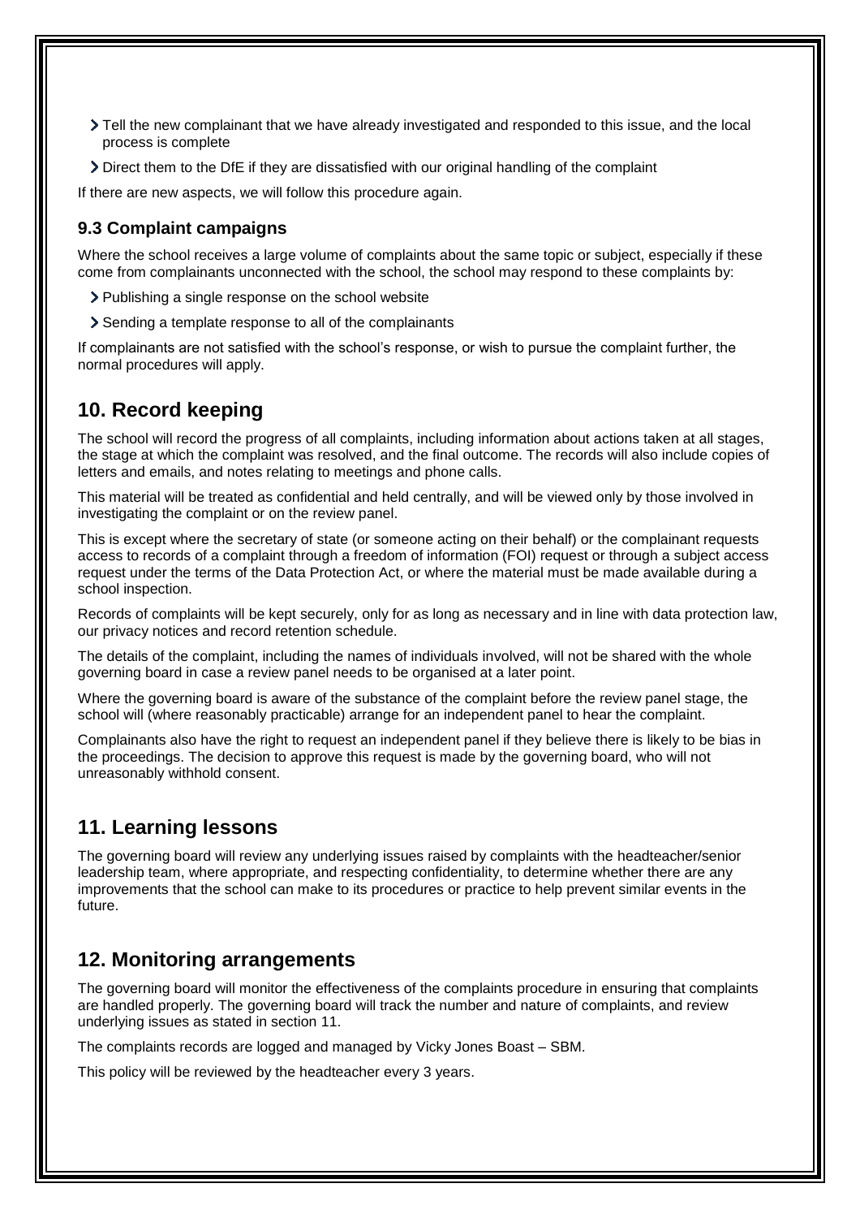- Tell the new complainant that we have already investigated and responded to this issue, and the local process is complete
- Direct them to the DfE if they are dissatisfied with our original handling of the complaint

If there are new aspects, we will follow this procedure again.

### 9.3 Complaint campaigns

Where the school receives a large volume of complaints about the same topic or subject, especially if these come from complainants unconnected with the school, the school may respond to these complaints by:

- Publishing a single response on the school website
- Sending a template response to all of the complainants

If complainants are not satisfied with the school's response, or wish to pursue the complaint further, the normal procedures will apply.

## 10. Record keeping

The school will record the progress of all complaints, including information about actions taken at all stages, the stage at which the complaint was resolved, and the final outcome. The records will also include copies of letters and emails, and notes relating to meetings and phone calls.

This material will be treated as confidential and held centrally, and will be viewed only by those involved in investigating the complaint or on the review panel.

This is except where the secretary of state (or someone acting on their behalf) or the complainant requests access to records of a complaint through a freedom of information (FOI) request or through a subject access request under the terms of the Data Protection Act, or where the material must be made available during a school inspection.

Records of complaints will be kept securely, only for as long as necessary and in line with data protection law, our privacy notices and record retention schedule.

The details of the complaint, including the names of individuals involved, will not be shared with the whole governing board in case a review panel needs to be organised at a later point.

Where the governing board is aware of the substance of the complaint before the review panel stage, the school will (where reasonably practicable) arrange for an independent panel to hear the complaint.

Complainants also have the right to request an independent panel if they believe there is likely to be bias in the proceedings. The decision to approve this request is made by the governing board, who will not unreasonably withhold consent.

## 11. Learning lessons

The governing board will review any underlying issues raised by complaints with the headteacher/senior leadership team, where appropriate, and respecting confidentiality, to determine whether there are any improvements that the school can make to its procedures or practice to help prevent similar events in the future.

## 12. Monitoring arrangements

The governing board will monitor the effectiveness of the complaints procedure in ensuring that complaints are handled properly. The governing board will track the number and nature of complaints, and review underlying issues as stated in section 11.

The complaints records are logged and managed by Vicky Jones Boast – SBM.

This policy will be reviewed by the headteacher every 3 years.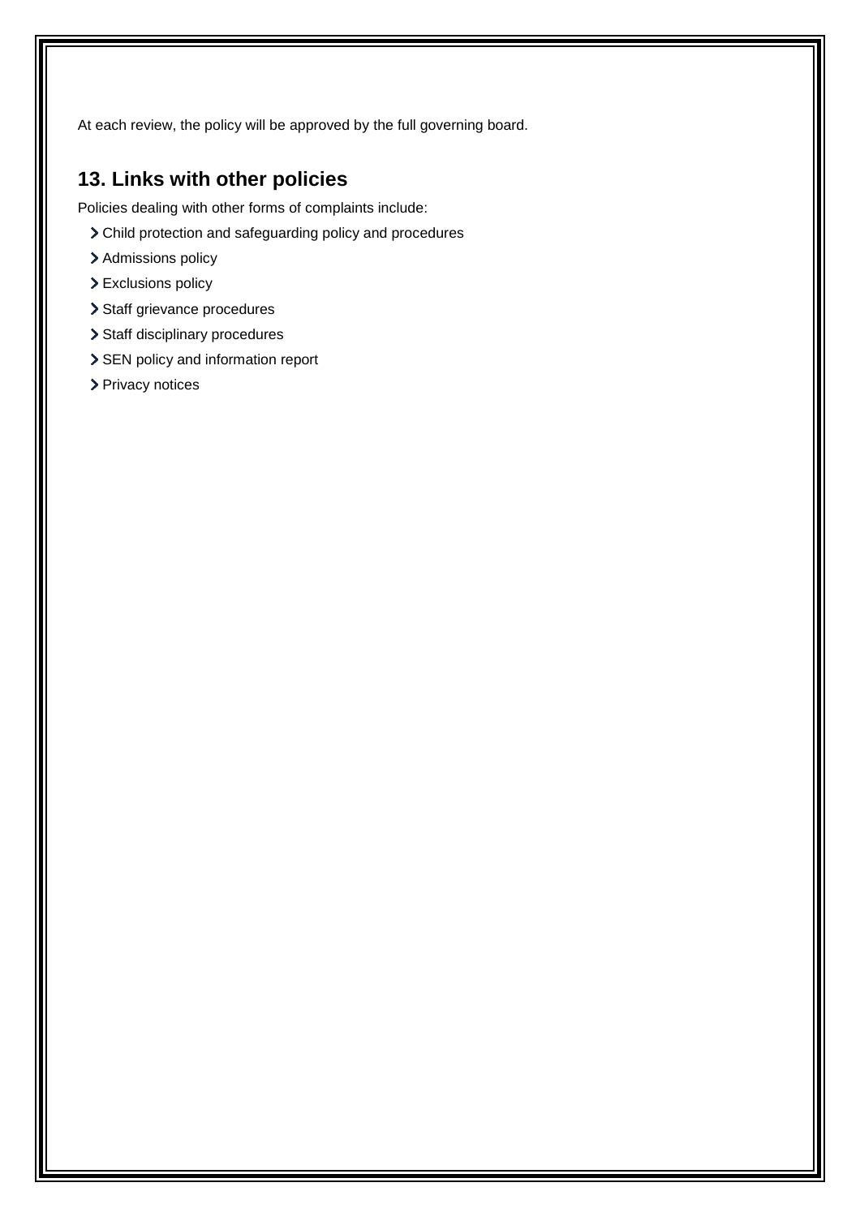At each review, the policy will be approved by the full governing board.

## 13. Links with other policies

Policies dealing with other forms of complaints include:

- Child protection and safeguarding policy and procedures
- Admissions policy
- Exclusions policy
- Staff grievance procedures
- Staff disciplinary procedures
- SEN policy and information report
- Privacy notices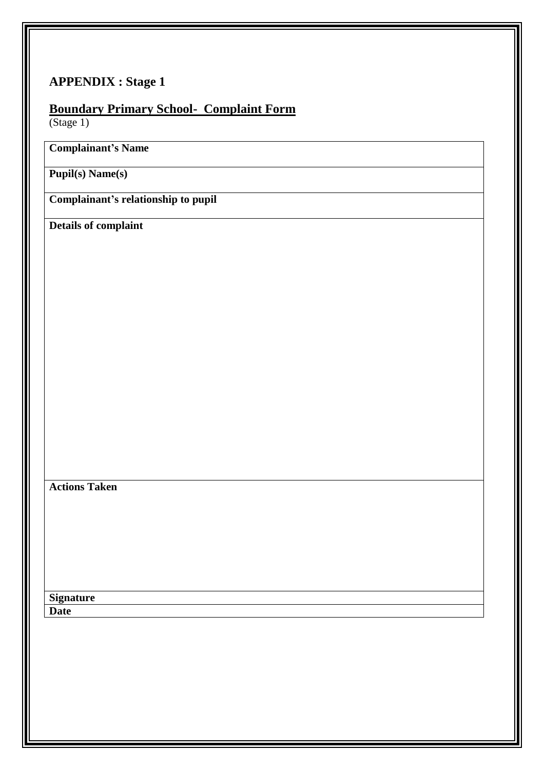## APPENDIX : Stage 1

## <u>Boundary Primary School-  Complaint Form</u>

(Stage 1)

| **Complainant's Name** |
|---|
| **Pupil(s) Name(s)** |
| **Complainant's relationship to pupil** |
| **Details of complaint** |
| **Actions Taken** |
| **Signature** |
| **Date** |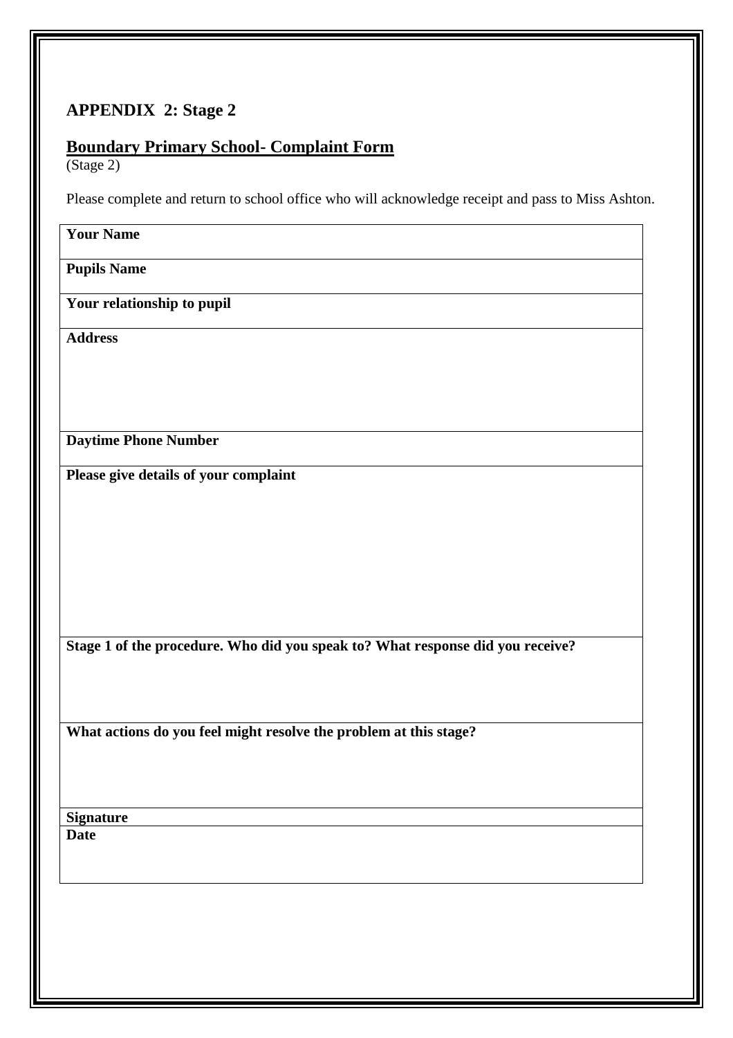## APPENDIX 2: Stage 2

### Boundary Primary School- Complaint Form

(Stage 2)

Please complete and return to school office who will acknowledge receipt and pass to Miss Ashton.

| **Your Name** |
|---|
| **Pupils Name** |
| **Your relationship to pupil** |
| **Address** |
| **Daytime Phone Number** |
| **Please give details of your complaint** |
| **Stage 1 of the procedure. Who did you speak to? What response did you receive?** |
| **What actions do you feel might resolve the problem at this stage?** |
| **Signature** |
| **Date** |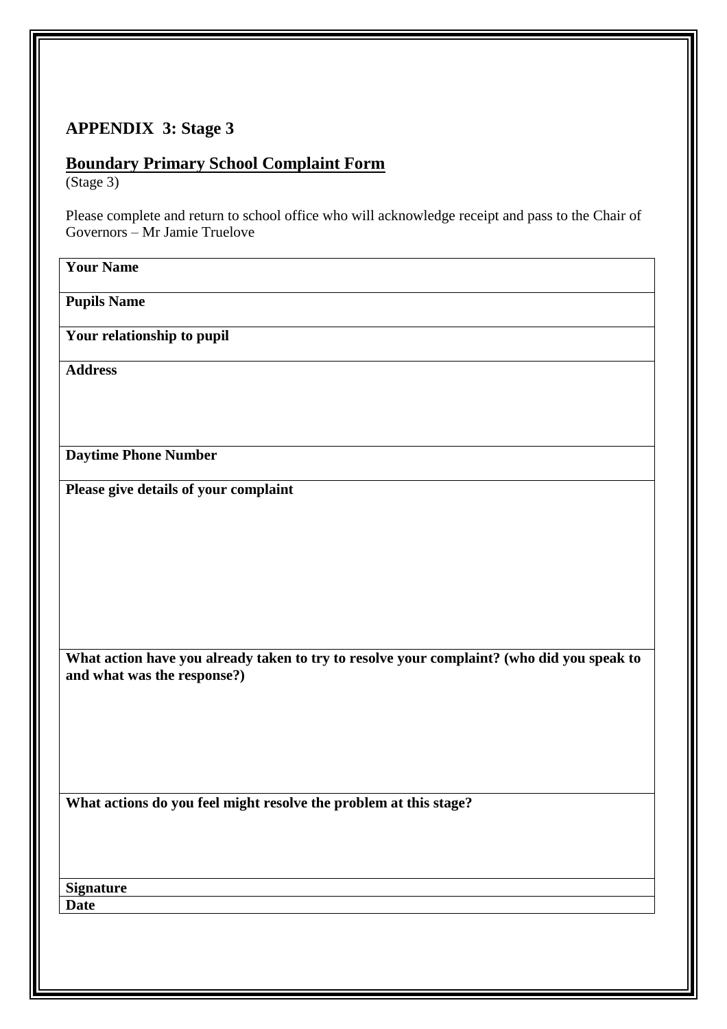## APPENDIX 3: Stage 3

**Boundary Primary School Complaint Form**
(Stage 3)

Please complete and return to school office who will acknowledge receipt and pass to the Chair of Governors – Mr Jamie Truelove

| **Your Name** |
|---|
| **Pupils Name** |
| **Your relationship to pupil** |
| **Address** |
| **Daytime Phone Number** |
| **Please give details of your complaint** |
| **What action have you already taken to try to resolve your complaint? (who did you speak to and what was the response?)** |
| **What actions do you feel might resolve the problem at this stage?** |
| **Signature** |
| **Date** |